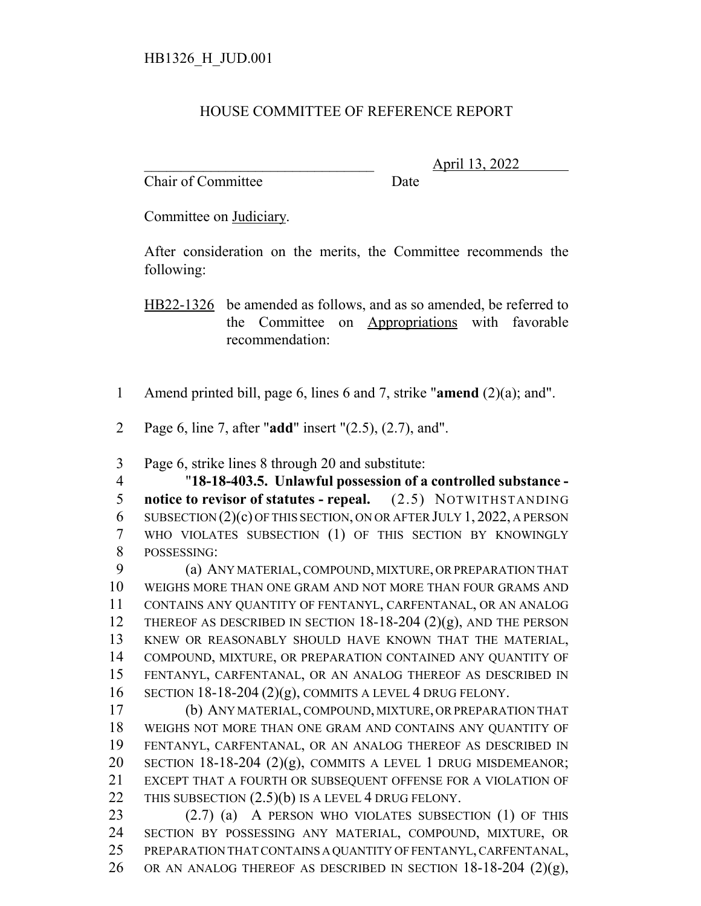HB1326_H_JUD.001

# HOUSE COMMITTEE OF REFERENCE REPORT

________________________________ April 13, 2022

Chair of Committee Date

Committee on Judiciary.

After consideration on the merits, the Committee recommends the following:

HB22-1326 be amended as follows, and as so amended, be referred to the Committee on Appropriations with favorable recommendation:

1 Amend printed bill, page 6, lines 6 and 7, strike "**amend** (2)(a); and".

2 Page 6, line 7, after "**add**" insert "(2.5), (2.7), and".

3 Page 6, strike lines 8 through 20 and substitute:

4 "**18-18-403.5. Unlawful possession of a controlled substance -**
5 **notice to revisor of statutes - repeal.** (2.5) NOTWITHSTANDING
6 SUBSECTION (2)(c) OF THIS SECTION, ON OR AFTER JULY 1, 2022, A PERSON
7 WHO VIOLATES SUBSECTION (1) OF THIS SECTION BY KNOWINGLY
8 POSSESSING:

9 (a) ANY MATERIAL, COMPOUND, MIXTURE, OR PREPARATION THAT
10 WEIGHS MORE THAN ONE GRAM AND NOT MORE THAN FOUR GRAMS AND
11 CONTAINS ANY QUANTITY OF FENTANYL, CARFENTANAL, OR AN ANALOG
12 THEREOF AS DESCRIBED IN SECTION 18-18-204 (2)(g), AND THE PERSON
13 KNEW OR REASONABLY SHOULD HAVE KNOWN THAT THE MATERIAL,
14 COMPOUND, MIXTURE, OR PREPARATION CONTAINED ANY QUANTITY OF
15 FENTANYL, CARFENTANAL, OR AN ANALOG THEREOF AS DESCRIBED IN
16 SECTION 18-18-204 (2)(g), COMMITS A LEVEL 4 DRUG FELONY.

17 (b) ANY MATERIAL, COMPOUND, MIXTURE, OR PREPARATION THAT
18 WEIGHS NOT MORE THAN ONE GRAM AND CONTAINS ANY QUANTITY OF
19 FENTANYL, CARFENTANAL, OR AN ANALOG THEREOF AS DESCRIBED IN
20 SECTION 18-18-204 (2)(g), COMMITS A LEVEL 1 DRUG MISDEMEANOR;
21 EXCEPT THAT A FOURTH OR SUBSEQUENT OFFENSE FOR A VIOLATION OF
22 THIS SUBSECTION (2.5)(b) IS A LEVEL 4 DRUG FELONY.

23 (2.7) (a) A PERSON WHO VIOLATES SUBSECTION (1) OF THIS
24 SECTION BY POSSESSING ANY MATERIAL, COMPOUND, MIXTURE, OR
25 PREPARATION THAT CONTAINS A QUANTITY OF FENTANYL, CARFENTANAL,
26 OR AN ANALOG THEREOF AS DESCRIBED IN SECTION 18-18-204 (2)(g),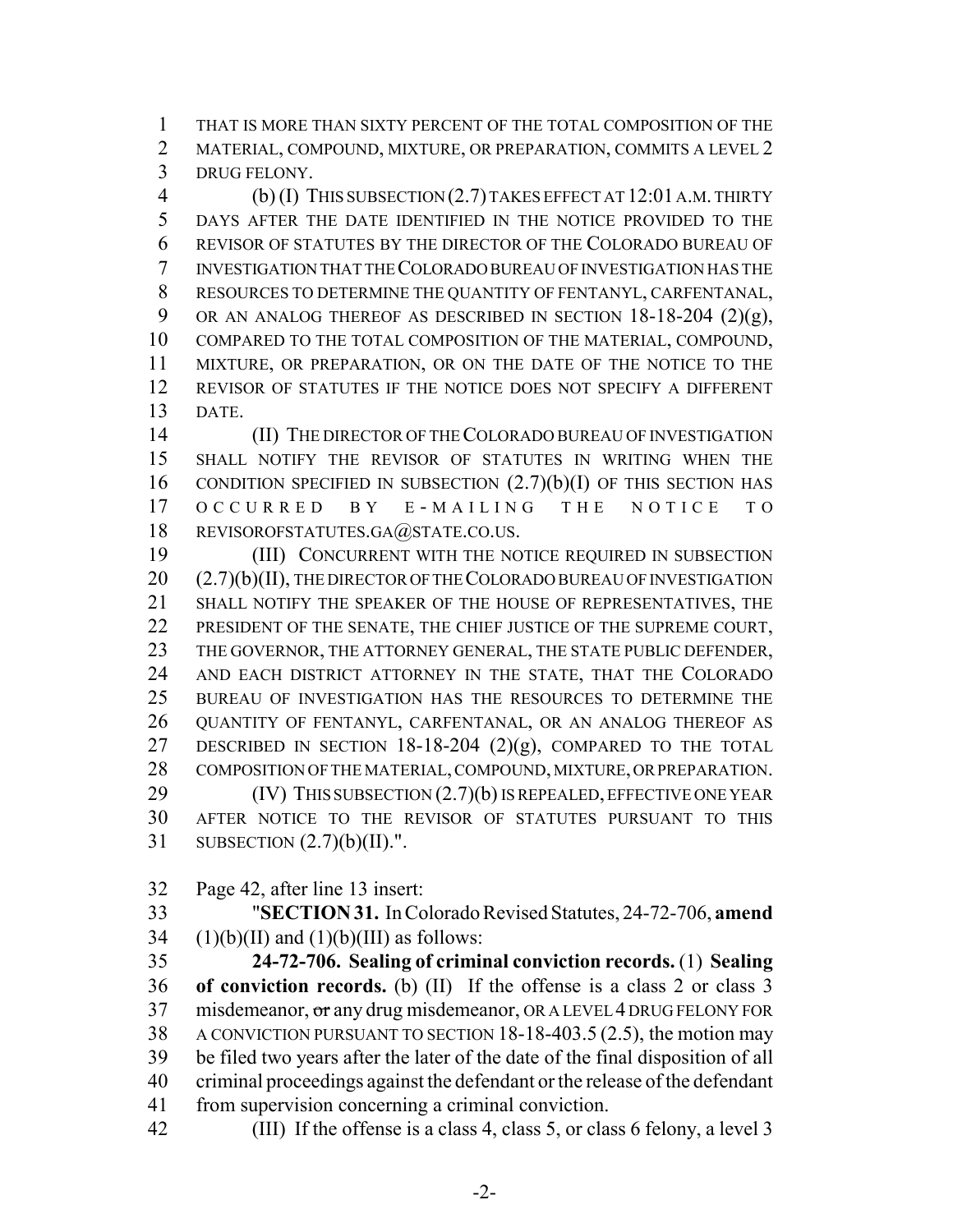THAT IS MORE THAN SIXTY PERCENT OF THE TOTAL COMPOSITION OF THE MATERIAL, COMPOUND, MIXTURE, OR PREPARATION, COMMITS A LEVEL 2 DRUG FELONY.

(b) (I) THIS SUBSECTION (2.7) TAKES EFFECT AT 12:01 A.M. THIRTY DAYS AFTER THE DATE IDENTIFIED IN THE NOTICE PROVIDED TO THE REVISOR OF STATUTES BY THE DIRECTOR OF THE COLORADO BUREAU OF INVESTIGATION THAT THE COLORADO BUREAU OF INVESTIGATION HAS THE RESOURCES TO DETERMINE THE QUANTITY OF FENTANYL, CARFENTANAL, OR AN ANALOG THEREOF AS DESCRIBED IN SECTION 18-18-204 (2)(g), COMPARED TO THE TOTAL COMPOSITION OF THE MATERIAL, COMPOUND, MIXTURE, OR PREPARATION, OR ON THE DATE OF THE NOTICE TO THE REVISOR OF STATUTES IF THE NOTICE DOES NOT SPECIFY A DIFFERENT DATE.

(II) THE DIRECTOR OF THE COLORADO BUREAU OF INVESTIGATION SHALL NOTIFY THE REVISOR OF STATUTES IN WRITING WHEN THE CONDITION SPECIFIED IN SUBSECTION (2.7)(b)(I) OF THIS SECTION HAS OCCURRED BY E-MAILING THE NOTICE TO REVISOROFSTATUTES.GA@STATE.CO.US.

(III) CONCURRENT WITH THE NOTICE REQUIRED IN SUBSECTION (2.7)(b)(II), THE DIRECTOR OF THE COLORADO BUREAU OF INVESTIGATION SHALL NOTIFY THE SPEAKER OF THE HOUSE OF REPRESENTATIVES, THE PRESIDENT OF THE SENATE, THE CHIEF JUSTICE OF THE SUPREME COURT, THE GOVERNOR, THE ATTORNEY GENERAL, THE STATE PUBLIC DEFENDER, AND EACH DISTRICT ATTORNEY IN THE STATE, THAT THE COLORADO BUREAU OF INVESTIGATION HAS THE RESOURCES TO DETERMINE THE QUANTITY OF FENTANYL, CARFENTANAL, OR AN ANALOG THEREOF AS DESCRIBED IN SECTION 18-18-204 (2)(g), COMPARED TO THE TOTAL COMPOSITION OF THE MATERIAL, COMPOUND, MIXTURE, OR PREPARATION.

(IV) THIS SUBSECTION (2.7)(b) IS REPEALED, EFFECTIVE ONE YEAR AFTER NOTICE TO THE REVISOR OF STATUTES PURSUANT TO THIS SUBSECTION (2.7)(b)(II).".

Page 42, after line 13 insert:

"**SECTION 31.** In Colorado Revised Statutes, 24-72-706, **amend** (1)(b)(II) and (1)(b)(III) as follows:

**24-72-706. Sealing of criminal conviction records.** (1) **Sealing of conviction records.** (b) (II) If the offense is a class 2 or class 3 misdemeanor, ~~or~~ any drug misdemeanor, OR A LEVEL 4 DRUG FELONY FOR A CONVICTION PURSUANT TO SECTION 18-18-403.5 (2.5), the motion may be filed two years after the later of the date of the final disposition of all criminal proceedings against the defendant or the release of the defendant from supervision concerning a criminal conviction.

(III) If the offense is a class 4, class 5, or class 6 felony, a level 3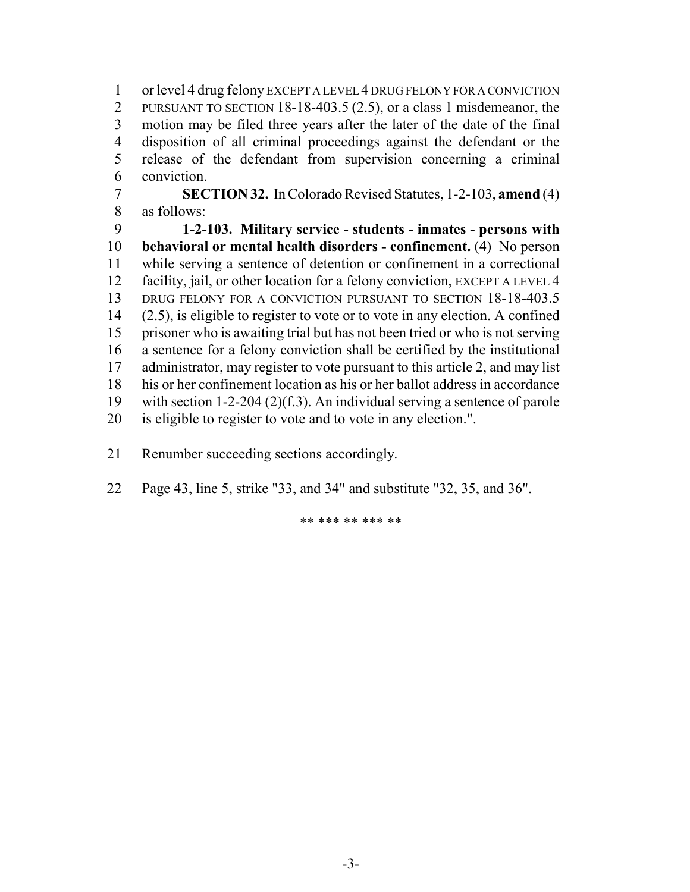or level 4 drug felony EXCEPT A LEVEL 4 DRUG FELONY FOR A CONVICTION PURSUANT TO SECTION 18-18-403.5 (2.5), or a class 1 misdemeanor, the motion may be filed three years after the later of the date of the final disposition of all criminal proceedings against the defendant or the release of the defendant from supervision concerning a criminal conviction.

**SECTION 32.** In Colorado Revised Statutes, 1-2-103, **amend** (4) as follows:

**1-2-103. Military service - students - inmates - persons with behavioral or mental health disorders - confinement.** (4) No person while serving a sentence of detention or confinement in a correctional facility, jail, or other location for a felony conviction, EXCEPT A LEVEL 4 DRUG FELONY FOR A CONVICTION PURSUANT TO SECTION 18-18-403.5 (2.5), is eligible to register to vote or to vote in any election. A confined prisoner who is awaiting trial but has not been tried or who is not serving a sentence for a felony conviction shall be certified by the institutional administrator, may register to vote pursuant to this article 2, and may list his or her confinement location as his or her ballot address in accordance with section 1-2-204 (2)(f.3). An individual serving a sentence of parole is eligible to register to vote and to vote in any election.".

Renumber succeeding sections accordingly.

Page 43, line 5, strike "33, and 34" and substitute "32, 35, and 36".

** *** ** *** **